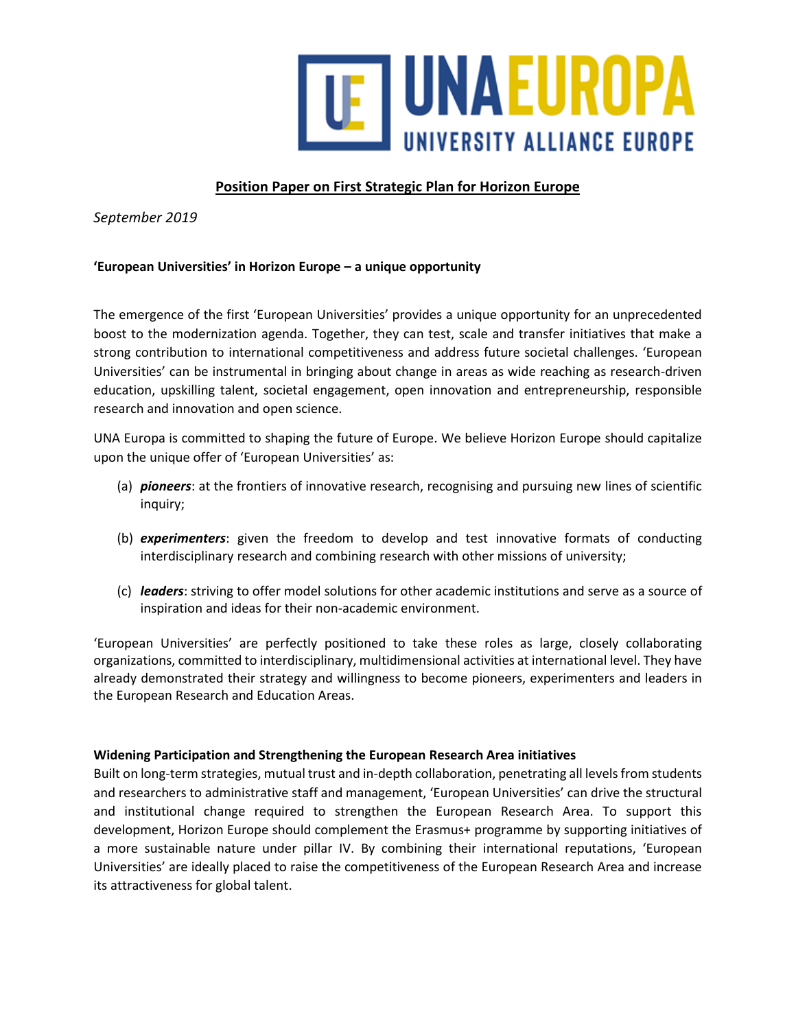# Position Paper on First Strategic Plan for Horizon Europe

*September 2019*

## 'European Universities' in Horizon Europe – a unique opportunity

The emergence of the first 'European Universities' provides a unique opportunity for an unprecedented boost to the modernization agenda. Together, they can test, scale and transfer initiatives that make a strong contribution to international competitiveness and address future societal challenges. 'European Universities' can be instrumental in bringing about change in areas as wide reaching as research-driven education, upskilling talent, societal engagement, open innovation and entrepreneurship, responsible research and innovation and open science.

UNA Europa is committed to shaping the future of Europe. We believe Horizon Europe should capitalize upon the unique offer of 'European Universities' as:

(a) ***pioneers***: at the frontiers of innovative research, recognising and pursuing new lines of scientific inquiry;

(b) ***experimenters***: given the freedom to develop and test innovative formats of conducting interdisciplinary research and combining research with other missions of university;

(c) ***leaders***: striving to offer model solutions for other academic institutions and serve as a source of inspiration and ideas for their non-academic environment.

'European Universities' are perfectly positioned to take these roles as large, closely collaborating organizations, committed to interdisciplinary, multidimensional activities at international level. They have already demonstrated their strategy and willingness to become pioneers, experimenters and leaders in the European Research and Education Areas.

## Widening Participation and Strengthening the European Research Area initiatives

Built on long-term strategies, mutual trust and in-depth collaboration, penetrating all levels from students and researchers to administrative staff and management, 'European Universities' can drive the structural and institutional change required to strengthen the European Research Area. To support this development, Horizon Europe should complement the Erasmus+ programme by supporting initiatives of a more sustainable nature under pillar IV. By combining their international reputations, 'European Universities' are ideally placed to raise the competitiveness of the European Research Area and increase its attractiveness for global talent.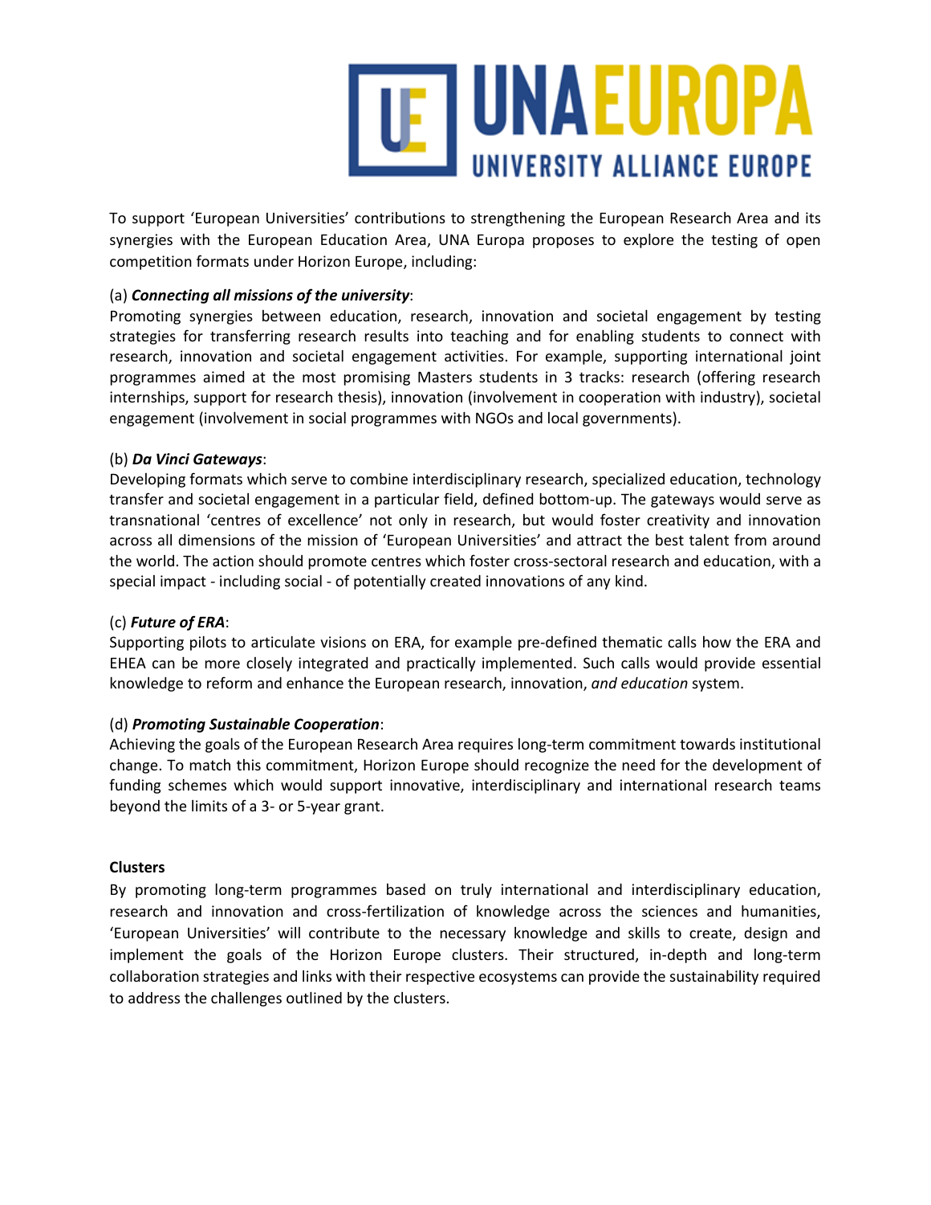To support 'European Universities' contributions to strengthening the European Research Area and its synergies with the European Education Area, UNA Europa proposes to explore the testing of open competition formats under Horizon Europe, including:

(a) ***Connecting all missions of the university***:
Promoting synergies between education, research, innovation and societal engagement by testing strategies for transferring research results into teaching and for enabling students to connect with research, innovation and societal engagement activities. For example, supporting international joint programmes aimed at the most promising Masters students in 3 tracks: research (offering research internships, support for research thesis), innovation (involvement in cooperation with industry), societal engagement (involvement in social programmes with NGOs and local governments).

(b) ***Da Vinci Gateways***:
Developing formats which serve to combine interdisciplinary research, specialized education, technology transfer and societal engagement in a particular field, defined bottom-up. The gateways would serve as transnational 'centres of excellence' not only in research, but would foster creativity and innovation across all dimensions of the mission of 'European Universities' and attract the best talent from around the world. The action should promote centres which foster cross-sectoral research and education, with a special impact - including social - of potentially created innovations of any kind.

(c) ***Future of ERA***:
Supporting pilots to articulate visions on ERA, for example pre-defined thematic calls how the ERA and EHEA can be more closely integrated and practically implemented. Such calls would provide essential knowledge to reform and enhance the European research, innovation, *and education* system.

(d) ***Promoting Sustainable Cooperation***:
Achieving the goals of the European Research Area requires long-term commitment towards institutional change. To match this commitment, Horizon Europe should recognize the need for the development of funding schemes which would support innovative, interdisciplinary and international research teams beyond the limits of a 3- or 5-year grant.

**Clusters**

By promoting long-term programmes based on truly international and interdisciplinary education, research and innovation and cross-fertilization of knowledge across the sciences and humanities, 'European Universities' will contribute to the necessary knowledge and skills to create, design and implement the goals of the Horizon Europe clusters. Their structured, in-depth and long-term collaboration strategies and links with their respective ecosystems can provide the sustainability required to address the challenges outlined by the clusters.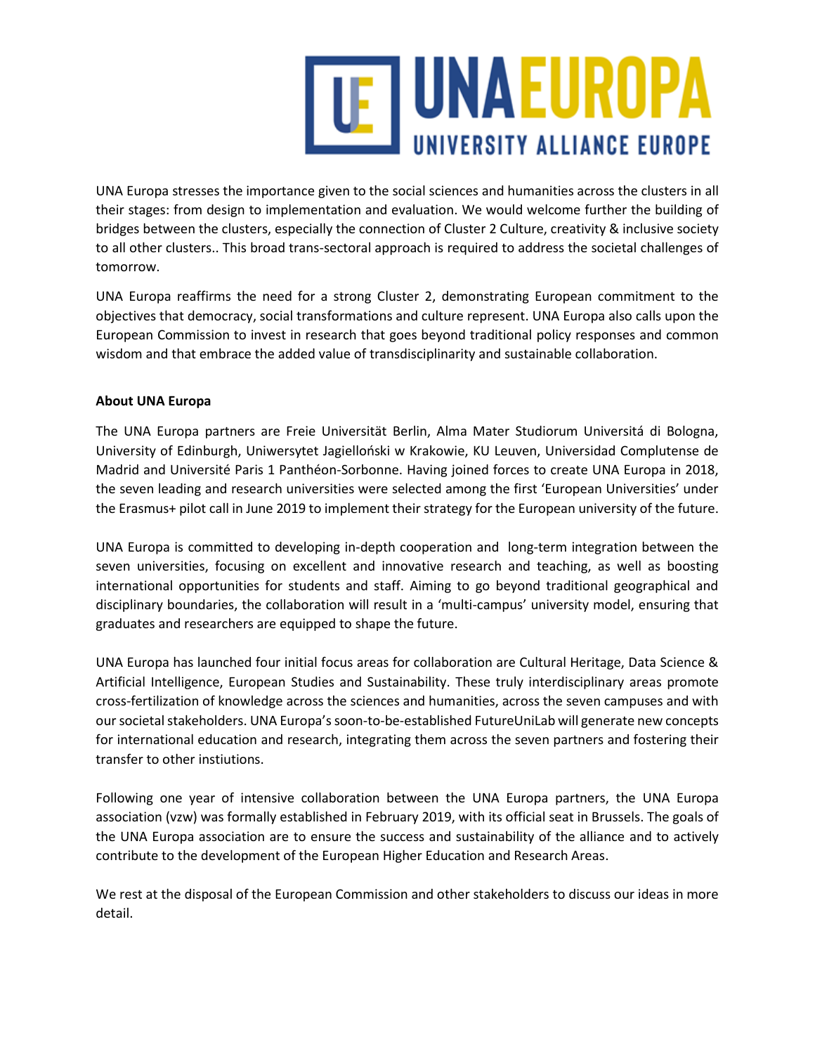UNA Europa stresses the importance given to the social sciences and humanities across the clusters in all their stages: from design to implementation and evaluation. We would welcome further the building of bridges between the clusters, especially the connection of Cluster 2 Culture, creativity & inclusive society to all other clusters.. This broad trans-sectoral approach is required to address the societal challenges of tomorrow.

UNA Europa reaffirms the need for a strong Cluster 2, demonstrating European commitment to the objectives that democracy, social transformations and culture represent. UNA Europa also calls upon the European Commission to invest in research that goes beyond traditional policy responses and common wisdom and that embrace the added value of transdisciplinarity and sustainable collaboration.

**About UNA Europa**

The UNA Europa partners are Freie Universität Berlin, Alma Mater Studiorum Universitá di Bologna, University of Edinburgh, Uniwersytet Jagielloński w Krakowie, KU Leuven, Universidad Complutense de Madrid and Université Paris 1 Panthéon-Sorbonne. Having joined forces to create UNA Europa in 2018, the seven leading and research universities were selected among the first 'European Universities' under the Erasmus+ pilot call in June 2019 to implement their strategy for the European university of the future.

UNA Europa is committed to developing in-depth cooperation and long-term integration between the seven universities, focusing on excellent and innovative research and teaching, as well as boosting international opportunities for students and staff. Aiming to go beyond traditional geographical and disciplinary boundaries, the collaboration will result in a 'multi-campus' university model, ensuring that graduates and researchers are equipped to shape the future.

UNA Europa has launched four initial focus areas for collaboration are Cultural Heritage, Data Science & Artificial Intelligence, European Studies and Sustainability. These truly interdisciplinary areas promote cross-fertilization of knowledge across the sciences and humanities, across the seven campuses and with our societal stakeholders. UNA Europa's soon-to-be-established FutureUniLab will generate new concepts for international education and research, integrating them across the seven partners and fostering their transfer to other instiutions.

Following one year of intensive collaboration between the UNA Europa partners, the UNA Europa association (vzw) was formally established in February 2019, with its official seat in Brussels. The goals of the UNA Europa association are to ensure the success and sustainability of the alliance and to actively contribute to the development of the European Higher Education and Research Areas.

We rest at the disposal of the European Commission and other stakeholders to discuss our ideas in more detail.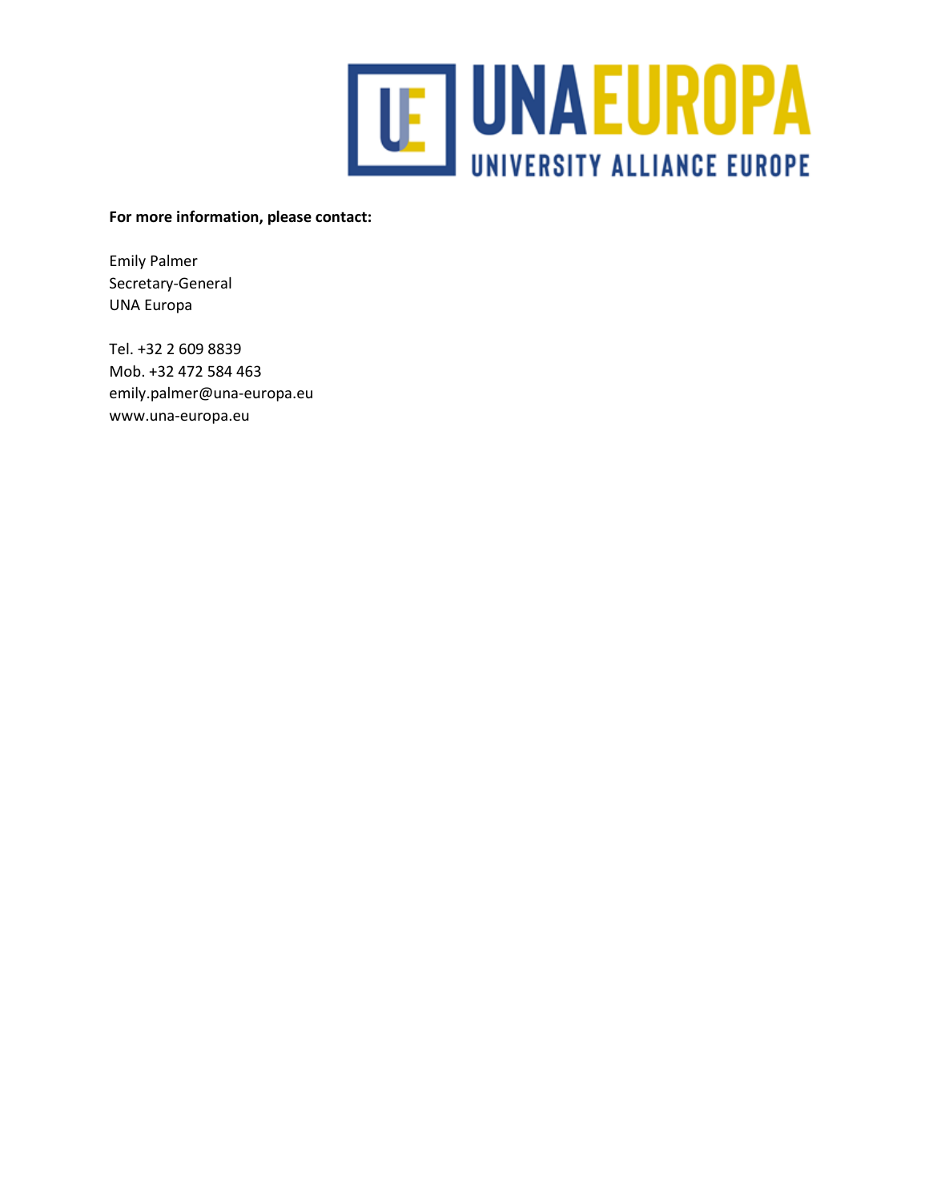**For more information, please contact:**

Emily Palmer
Secretary-General
UNA Europa

Tel. +32 2 609 8839
Mob. +32 472 584 463
emily.palmer@una-europa.eu
www.una-europa.eu